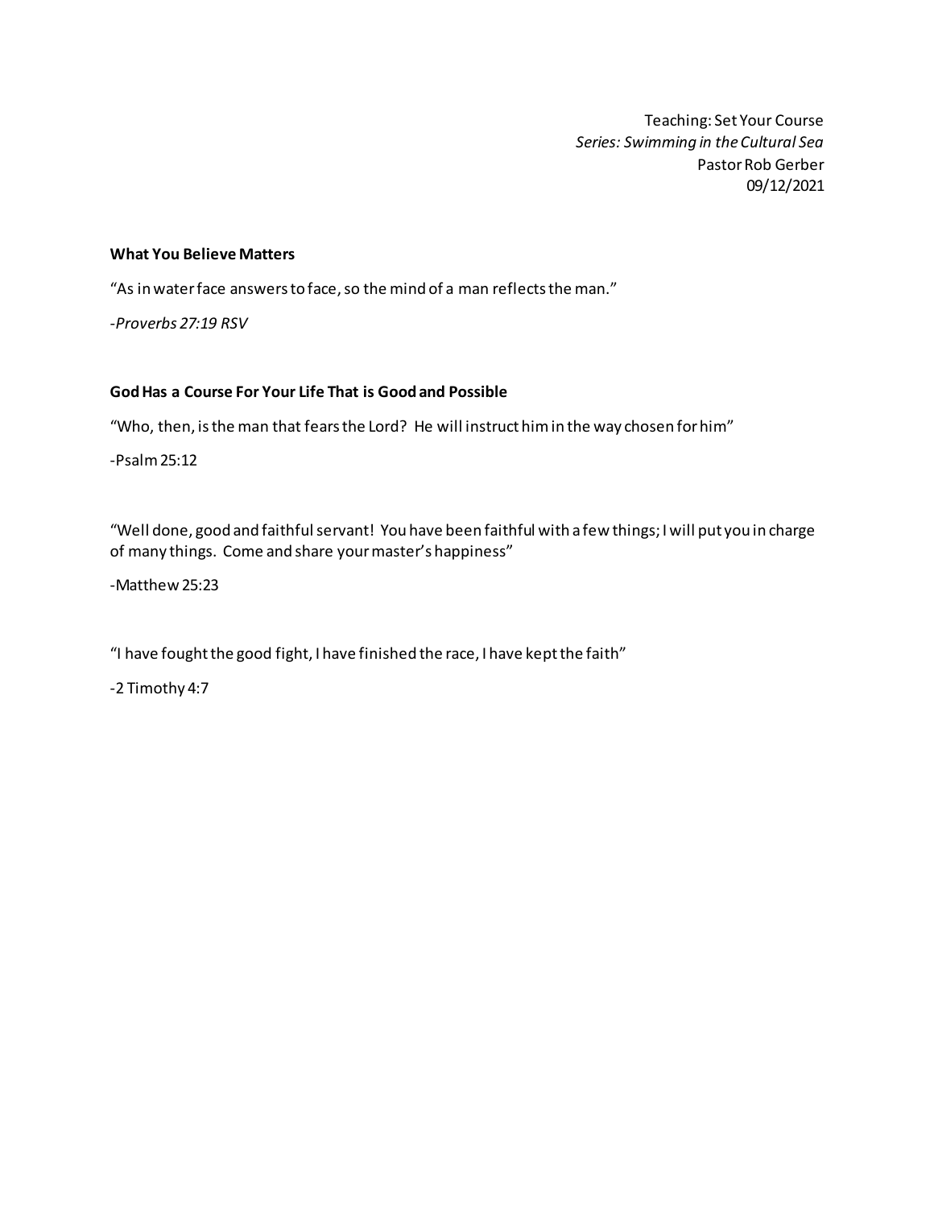Teaching: Set Your Course
*Series: Swimming in the Cultural Sea*
Pastor Rob Gerber
09/12/2021

**What You Believe Matters**

"As in water face answers to face, so the mind of a man reflects the man."

-*Proverbs 27:19 RSV*

**God Has a Course For Your Life That is Good and Possible**

"Who, then, is the man that fears the Lord? He will instruct him in the way chosen for him"

-Psalm 25:12

"Well done, good and faithful servant! You have been faithful with a few things; I will put you in charge of many things. Come and share your master's happiness"

-Matthew 25:23

"I have fought the good fight, I have finished the race, I have kept the faith"

-2 Timothy 4:7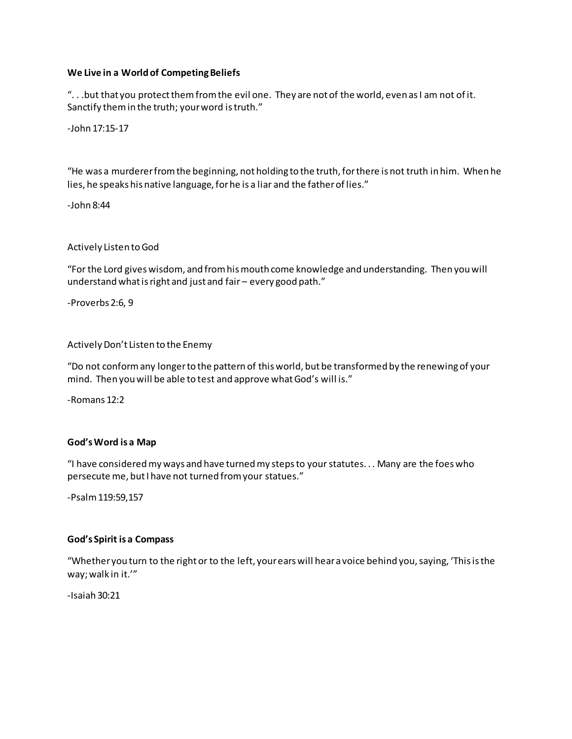**We Live in a World of Competing Beliefs**

". . .but that you protect them from the evil one. They are not of the world, even as I am not of it. Sanctify them in the truth; your word is truth."

-John 17:15-17

"He was a murderer from the beginning, not holding to the truth, for there is not truth in him. When he lies, he speaks his native language, for he is a liar and the father of lies."

-John 8:44

Actively Listen to God

"For the Lord gives wisdom, and from his mouth come knowledge and understanding. Then you will understand what is right and just and fair – every good path."

-Proverbs 2:6, 9

Actively Don't Listen to the Enemy

"Do not conform any longer to the pattern of this world, but be transformed by the renewing of your mind. Then you will be able to test and approve what God's will is."

-Romans 12:2

**God's Word is a Map**

"I have considered my ways and have turned my steps to your statutes. . . Many are the foes who persecute me, but I have not turned from your statues."

-Psalm 119:59,157

**God's Spirit is a Compass**

"Whether you turn to the right or to the left, your ears will hear a voice behind you, saying, 'This is the way; walk in it.'"

-Isaiah 30:21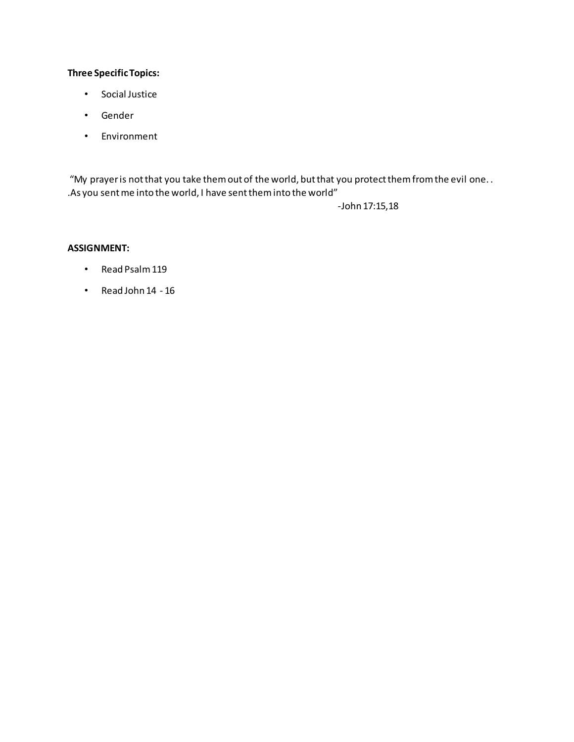**Three Specific Topics:**

- Social Justice
- Gender
- Environment

"My prayer is not that you take them out of the world, but that you protect them from the evil one. . .As you sent me into the world, I have sent them into the world"

-John 17:15,18

**ASSIGNMENT:**

- Read Psalm 119
- Read John 14 - 16